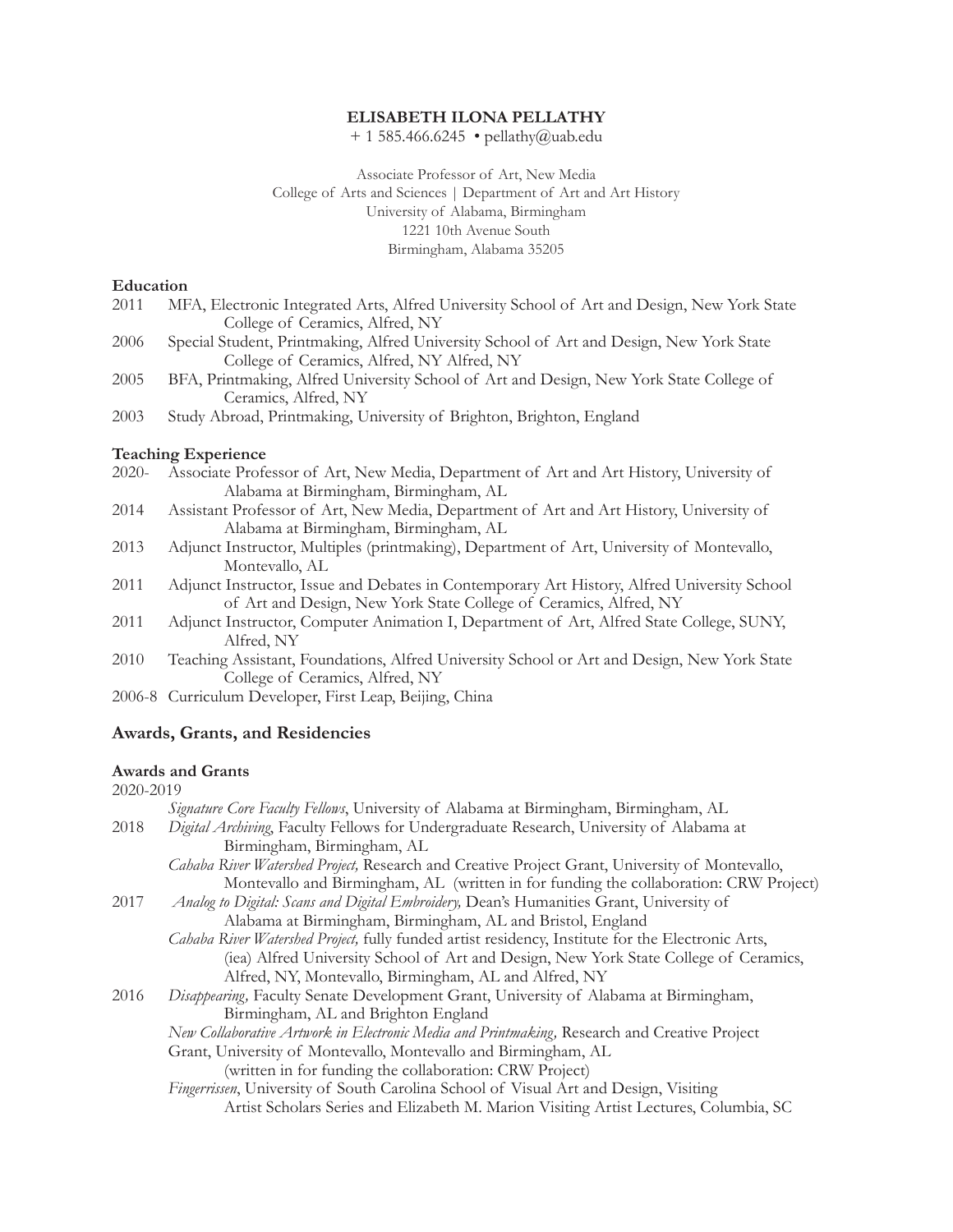**ELISABETH ILONA PELLATHY**

+ 1 585.466.6245 • pellathy@uab.edu

Associate Professor of Art, New Media
College of Arts and Sciences | Department of Art and Art History
University of Alabama, Birmingham
1221 10th Avenue South
Birmingham, Alabama 35205

**Education**

2011 MFA, Electronic Integrated Arts, Alfred University School of Art and Design, New York State College of Ceramics, Alfred, NY

2006 Special Student, Printmaking, Alfred University School of Art and Design, New York State College of Ceramics, Alfred, NY Alfred, NY

2005 BFA, Printmaking, Alfred University School of Art and Design, New York State College of Ceramics, Alfred, NY

2003 Study Abroad, Printmaking, University of Brighton, Brighton, England

**Teaching Experience**

2020- Associate Professor of Art, New Media, Department of Art and Art History, University of Alabama at Birmingham, Birmingham, AL

2014 Assistant Professor of Art, New Media, Department of Art and Art History, University of Alabama at Birmingham, Birmingham, AL

2013 Adjunct Instructor, Multiples (printmaking), Department of Art, University of Montevallo, Montevallo, AL

2011 Adjunct Instructor, Issue and Debates in Contemporary Art History, Alfred University School of Art and Design, New York State College of Ceramics, Alfred, NY

2011 Adjunct Instructor, Computer Animation I, Department of Art, Alfred State College, SUNY, Alfred, NY

2010 Teaching Assistant, Foundations, Alfred University School or Art and Design, New York State College of Ceramics, Alfred, NY

2006-8 Curriculum Developer, First Leap, Beijing, China

## Awards, Grants, and Residencies

**Awards and Grants**

2020-2019
*Signature Core Faculty Fellows*, University of Alabama at Birmingham, Birmingham, AL

2018 *Digital Archiving*, Faculty Fellows for Undergraduate Research, University of Alabama at Birmingham, Birmingham, AL

*Cahaba River Watershed Project,* Research and Creative Project Grant, University of Montevallo, Montevallo and Birmingham, AL (written in for funding the collaboration: CRW Project)

2017 *Analog to Digital: Scans and Digital Embroidery,* Dean's Humanities Grant, University of Alabama at Birmingham, Birmingham, AL and Bristol, England

*Cahaba River Watershed Project,* fully funded artist residency, Institute for the Electronic Arts, (iea) Alfred University School of Art and Design, New York State College of Ceramics, Alfred, NY, Montevallo, Birmingham, AL and Alfred, NY

2016 *Disappearing,* Faculty Senate Development Grant, University of Alabama at Birmingham, Birmingham, AL and Brighton England

*New Collaborative Artwork in Electronic Media and Printmaking,* Research and Creative Project Grant, University of Montevallo, Montevallo and Birmingham, AL (written in for funding the collaboration: CRW Project)

*Fingerrissen*, University of South Carolina School of Visual Art and Design, Visiting Artist Scholars Series and Elizabeth M. Marion Visiting Artist Lectures, Columbia, SC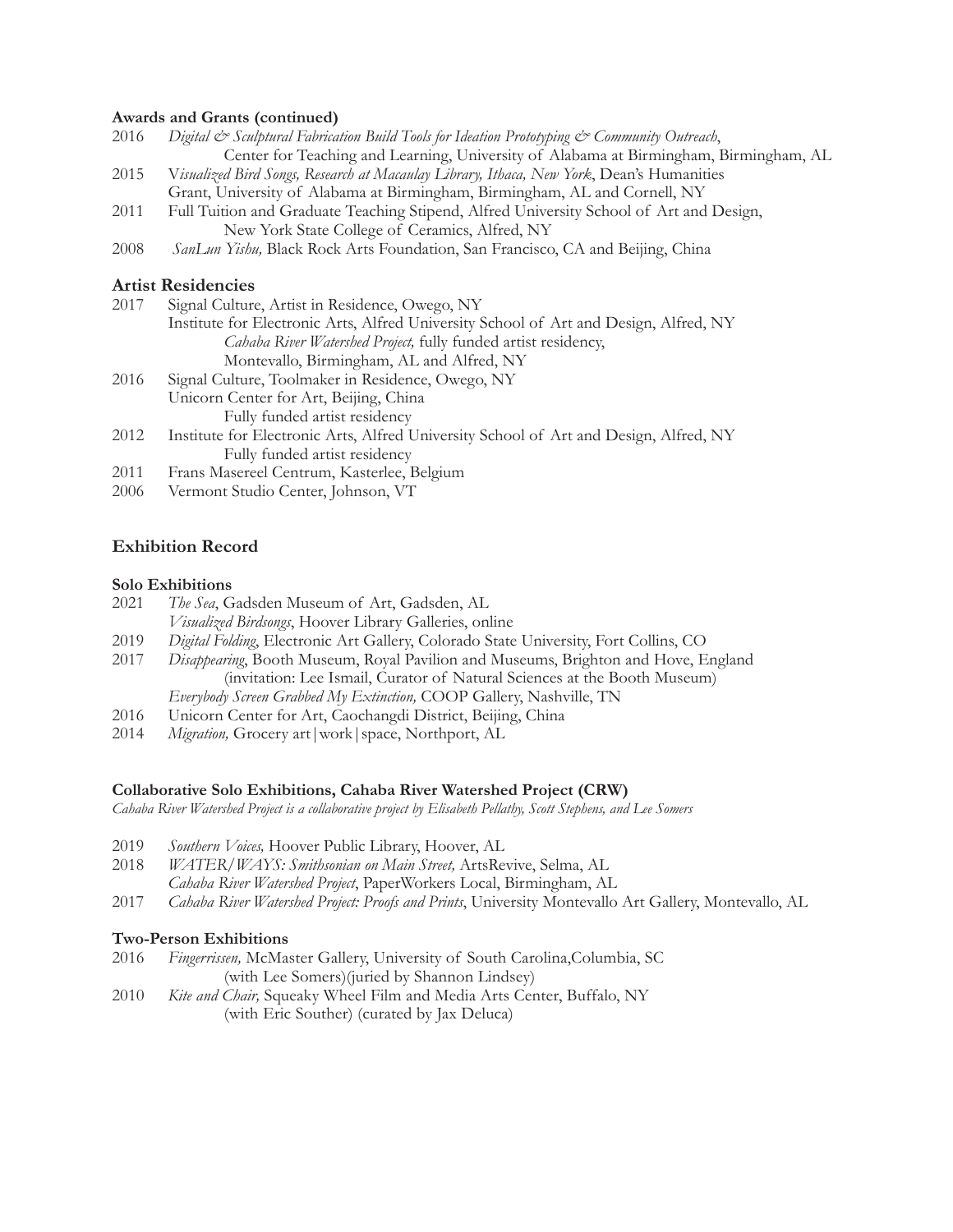**Awards and Grants (continued)**

2016 *Digital & Sculptural Fabrication Build Tools for Ideation Prototyping & Community Outreach*, Center for Teaching and Learning, University of Alabama at Birmingham, Birmingham, AL

2015 V*isualized Bird Songs, Research at Macaulay Library, Ithaca, New York*, Dean's Humanities Grant, University of Alabama at Birmingham, Birmingham, AL and Cornell, NY

2011 Full Tuition and Graduate Teaching Stipend, Alfred University School of Art and Design, New York State College of Ceramics, Alfred, NY

2008 *SanLun Yishu,* Black Rock Arts Foundation, San Francisco, CA and Beijing, China

## Artist Residencies

2017 Signal Culture, Artist in Residence, Owego, NY
Institute for Electronic Arts, Alfred University School of Art and Design, Alfred, NY
*Cahaba River Watershed Project,* fully funded artist residency, Montevallo, Birmingham, AL and Alfred, NY

2016 Signal Culture, Toolmaker in Residence, Owego, NY
Unicorn Center for Art, Beijing, China
Fully funded artist residency

2012 Institute for Electronic Arts, Alfred University School of Art and Design, Alfred, NY
Fully funded artist residency

2011 Frans Masereel Centrum, Kasterlee, Belgium

2006 Vermont Studio Center, Johnson, VT

## Exhibition Record

**Solo Exhibitions**

2021 *The Sea*, Gadsden Museum of Art, Gadsden, AL
*Visualized Birdsongs*, Hoover Library Galleries, online

2019 *Digital Folding*, Electronic Art Gallery, Colorado State University, Fort Collins, CO

2017 *Disappearing*, Booth Museum, Royal Pavilion and Museums, Brighton and Hove, England (invitation: Lee Ismail, Curator of Natural Sciences at the Booth Museum)
*Everybody Screen Grabbed My Extinction,* COOP Gallery, Nashville, TN

2016 Unicorn Center for Art, Caochangdi District, Beijing, China

2014 *Migration,* Grocery art|work|space, Northport, AL

**Collaborative Solo Exhibitions, Cahaba River Watershed Project (CRW)**

*Cahaba River Watershed Project is a collaborative project by Elisabeth Pellathy, Scott Stephens, and Lee Somers*

2019 *Southern Voices,* Hoover Public Library, Hoover, AL

2018 *WATER/WAYS: Smithsonian on Main Street,* ArtsRevive, Selma, AL
*Cahaba River Watershed Project*, PaperWorkers Local, Birmingham, AL

2017 *Cahaba River Watershed Project: Proofs and Prints*, University Montevallo Art Gallery, Montevallo, AL

**Two-Person Exhibitions**

2016 *Fingerrissen,* McMaster Gallery, University of South Carolina,Columbia, SC (with Lee Somers)(juried by Shannon Lindsey)

2010 *Kite and Chair,* Squeaky Wheel Film and Media Arts Center, Buffalo, NY (with Eric Souther) (curated by Jax Deluca)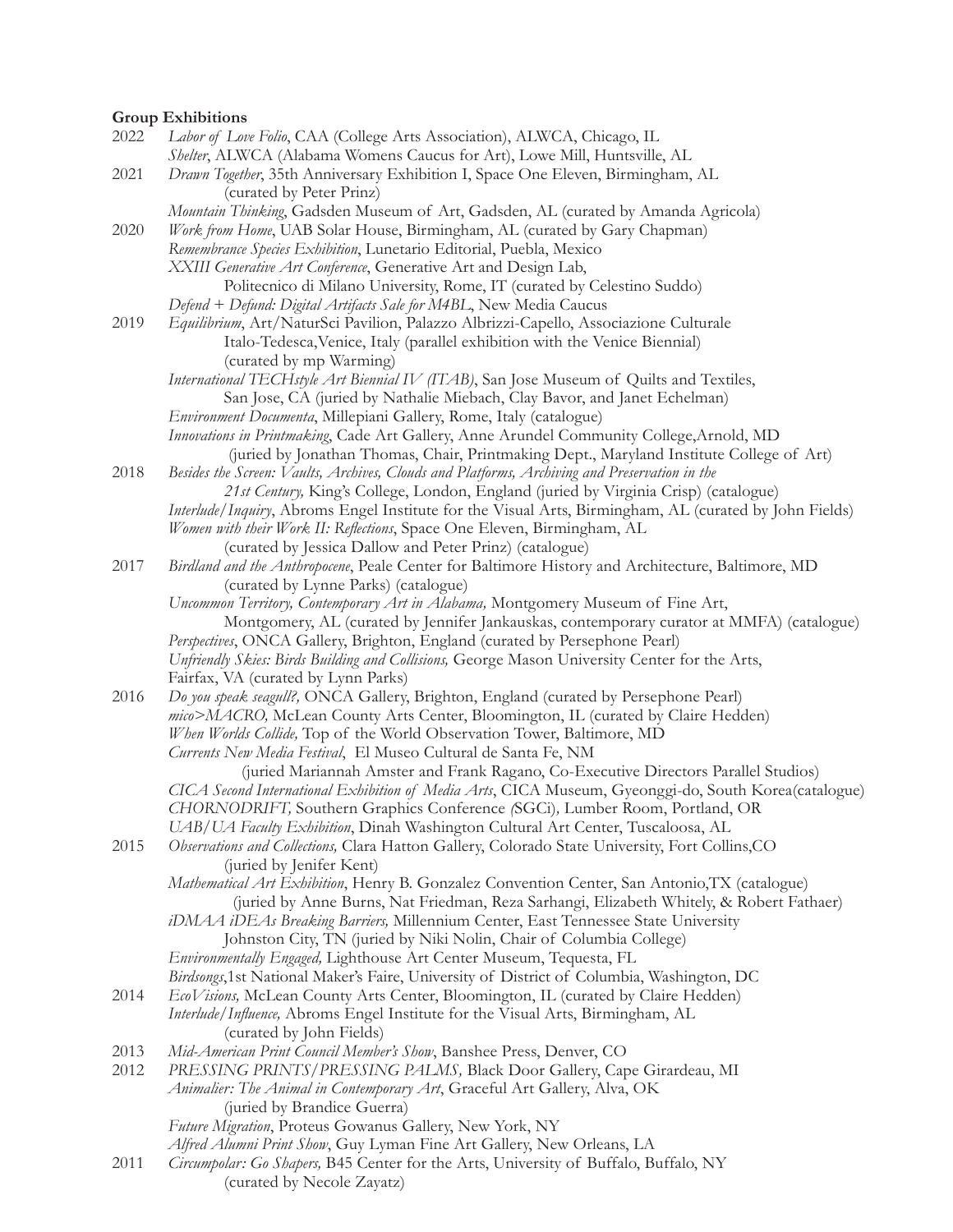**Group Exhibitions**

2022 *Labor of Love Folio*, CAA (College Arts Association), ALWCA, Chicago, IL
*Shelter*, ALWCA (Alabama Womens Caucus for Art), Lowe Mill, Huntsville, AL

2021 *Drawn Together*, 35th Anniversary Exhibition I, Space One Eleven, Birmingham, AL (curated by Peter Prinz)
*Mountain Thinking*, Gadsden Museum of Art, Gadsden, AL (curated by Amanda Agricola)

2020 *Work from Home*, UAB Solar House, Birmingham, AL (curated by Gary Chapman)
*Remembrance Species Exhibition*, Lunetario Editorial, Puebla, Mexico
*XXIII Generative Art Conference*, Generative Art and Design Lab, Politecnico di Milano University, Rome, IT (curated by Celestino Suddo)
*Defend + Defund: Digital Artifacts Sale for M4BL*, New Media Caucus

2019 *Equilibrium*, Art/NaturSci Pavilion, Palazzo Albrizzi-Capello, Associazione Culturale Italo-Tedesca,Venice, Italy (parallel exhibition with the Venice Biennial) (curated by mp Warming)
*International TECHstyle Art Biennial IV (ITAB)*, San Jose Museum of Quilts and Textiles, San Jose, CA (juried by Nathalie Miebach, Clay Bavor, and Janet Echelman)
*Environment Documenta*, Millepiani Gallery, Rome, Italy (catalogue)
*Innovations in Printmaking*, Cade Art Gallery, Anne Arundel Community College,Arnold, MD (juried by Jonathan Thomas, Chair, Printmaking Dept., Maryland Institute College of Art)

2018 *Besides the Screen: Vaults, Archives, Clouds and Platforms, Archiving and Preservation in the 21st Century,* King's College, London, England (juried by Virginia Crisp) (catalogue)
*Interlude/Inquiry*, Abroms Engel Institute for the Visual Arts, Birmingham, AL (curated by John Fields)
*Women with their Work II: Reflections*, Space One Eleven, Birmingham, AL (curated by Jessica Dallow and Peter Prinz) (catalogue)

2017 *Birdland and the Anthropocene*, Peale Center for Baltimore History and Architecture, Baltimore, MD (curated by Lynne Parks) (catalogue)
*Uncommon Territory, Contemporary Art in Alabama,* Montgomery Museum of Fine Art, Montgomery, AL (curated by Jennifer Jankauskas, contemporary curator at MMFA) (catalogue)
*Perspectives*, ONCA Gallery, Brighton, England (curated by Persephone Pearl)
*Unfriendly Skies: Birds Building and Collisions,* George Mason University Center for the Arts, Fairfax, VA (curated by Lynn Parks)

2016 *Do you speak seagull?,* ONCA Gallery, Brighton, England (curated by Persephone Pearl)
*mico>MACRO,* McLean County Arts Center, Bloomington, IL (curated by Claire Hedden)
*When Worlds Collide,* Top of the World Observation Tower, Baltimore, MD
*Currents New Media Festival*, El Museo Cultural de Santa Fe, NM (juried Mariannah Amster and Frank Ragano, Co-Executive Directors Parallel Studios)
*CICA Second International Exhibition of Media Arts*, CICA Museum, Gyeonggi-do, South Korea(catalogue)
*CHORNODRIFT,* Southern Graphics Conference (SGCi), Lumber Room, Portland, OR
*UAB/UA Faculty Exhibition*, Dinah Washington Cultural Art Center, Tuscaloosa, AL

2015 *Observations and Collections,* Clara Hatton Gallery, Colorado State University, Fort Collins,CO (juried by Jenifer Kent)
*Mathematical Art Exhibition*, Henry B. Gonzalez Convention Center, San Antonio,TX (catalogue) (juried by Anne Burns, Nat Friedman, Reza Sarhangi, Elizabeth Whitely, & Robert Fathaer)
*iDMAA iDEAs Breaking Barriers,* Millennium Center, East Tennessee State University Johnston City, TN (juried by Niki Nolin, Chair of Columbia College)
*Environmentally Engaged,* Lighthouse Art Center Museum, Tequesta, FL
*Birdsongs*,1st National Maker's Faire, University of District of Columbia, Washington, DC

2014 *EcoVisions,* McLean County Arts Center, Bloomington, IL (curated by Claire Hedden)
*Interlude/Influence,* Abroms Engel Institute for the Visual Arts, Birmingham, AL (curated by John Fields)

2013 *Mid-American Print Council Member's Show*, Banshee Press, Denver, CO

2012 *PRESSING PRINTS/PRESSING PALMS,* Black Door Gallery, Cape Girardeau, MI
*Animalier: The Animal in Contemporary Art*, Graceful Art Gallery, Alva, OK (juried by Brandice Guerra)
*Future Migration*, Proteus Gowanus Gallery, New York, NY
*Alfred Alumni Print Show*, Guy Lyman Fine Art Gallery, New Orleans, LA

2011 *Circumpolar: Go Shapers,* B45 Center for the Arts, University of Buffalo, Buffalo, NY (curated by Necole Zayatz)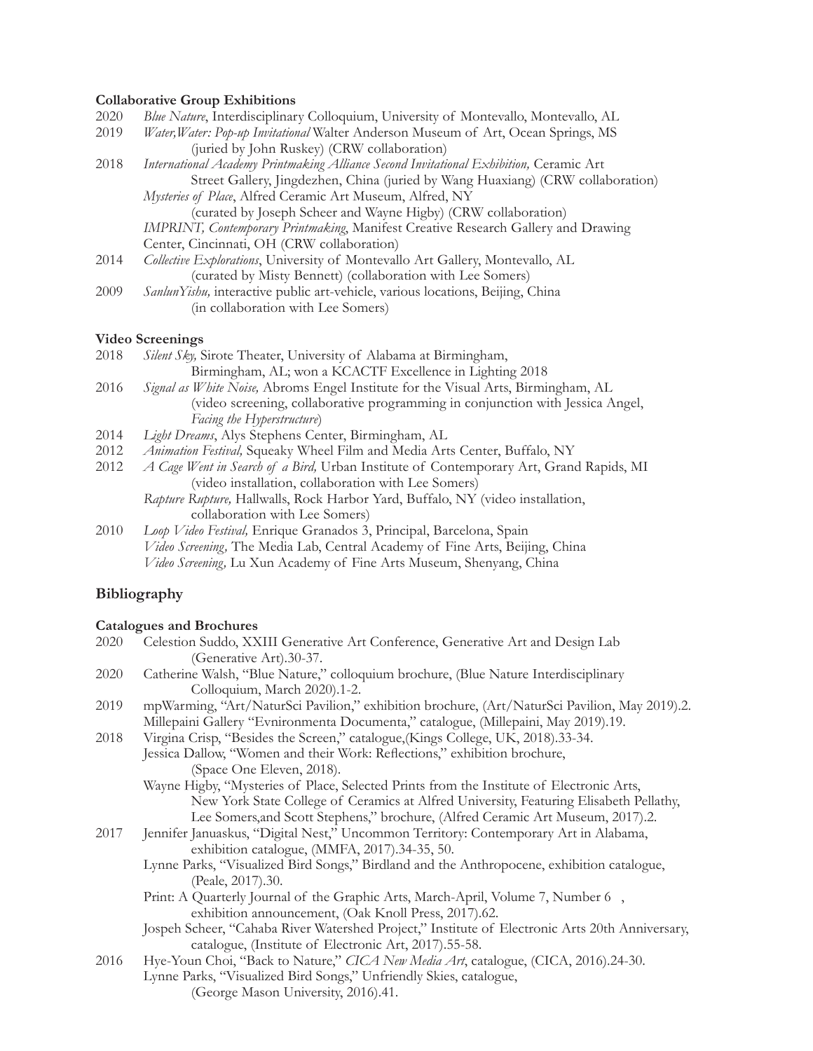**Collaborative Group Exhibitions**

2020 *Blue Nature*, Interdisciplinary Colloquium, University of Montevallo, Montevallo, AL

2019 *Water,Water: Pop-up Invitational* Walter Anderson Museum of Art, Ocean Springs, MS (juried by John Ruskey) (CRW collaboration)

2018 *International Academy Printmaking Alliance Second Invitational Exhibition,* Ceramic Art Street Gallery, Jingdezhen, China (juried by Wang Huaxiang) (CRW collaboration)

*Mysteries of Place*, Alfred Ceramic Art Museum, Alfred, NY (curated by Joseph Scheer and Wayne Higby) (CRW collaboration)

*IMPRINT, Contemporary Printmaking*, Manifest Creative Research Gallery and Drawing Center, Cincinnati, OH (CRW collaboration)

2014 *Collective Explorations*, University of Montevallo Art Gallery, Montevallo, AL (curated by Misty Bennett) (collaboration with Lee Somers)

2009 *SanlunYishu,* interactive public art-vehicle, various locations, Beijing, China (in collaboration with Lee Somers)

**Video Screenings**

2018 *Silent Sky,* Sirote Theater, University of Alabama at Birmingham, Birmingham, AL; won a KCACTF Excellence in Lighting 2018

2016 *Signal as White Noise,* Abroms Engel Institute for the Visual Arts, Birmingham, AL (video screening, collaborative programming in conjunction with Jessica Angel, *Facing the Hyperstructure*)

2014 *Light Dreams*, Alys Stephens Center, Birmingham, AL

2012 *Animation Festival,* Squeaky Wheel Film and Media Arts Center, Buffalo, NY

2012 *A Cage Went in Search of a Bird,* Urban Institute of Contemporary Art, Grand Rapids, MI (video installation, collaboration with Lee Somers)

*Rapture Rupture,* Hallwalls, Rock Harbor Yard, Buffalo, NY (video installation, collaboration with Lee Somers)

2010 *Loop Video Festival,* Enrique Granados 3, Principal, Barcelona, Spain

*Video Screening,* The Media Lab, Central Academy of Fine Arts, Beijing, China

*Video Screening,* Lu Xun Academy of Fine Arts Museum, Shenyang, China

## Bibliography

**Catalogues and Brochures**

2020 Celestion Suddo, XXIII Generative Art Conference, Generative Art and Design Lab (Generative Art).30-37.

2020 Catherine Walsh, "Blue Nature," colloquium brochure, (Blue Nature Interdisciplinary Colloquium, March 2020).1-2.

2019 mpWarming, "Art/NaturSci Pavilion," exhibition brochure, (Art/NaturSci Pavilion, May 2019).2.

Millepaini Gallery "Evnironmenta Documenta," catalogue, (Millepaini, May 2019).19.

2018 Virgina Crisp, "Besides the Screen," catalogue,(Kings College, UK, 2018).33-34.

Jessica Dallow, "Women and their Work: Reflections," exhibition brochure, (Space One Eleven, 2018).

Wayne Higby, "Mysteries of Place, Selected Prints from the Institute of Electronic Arts, New York State College of Ceramics at Alfred University, Featuring Elisabeth Pellathy, Lee Somers,and Scott Stephens," brochure, (Alfred Ceramic Art Museum, 2017).2.

2017 Jennifer Januaskus, "Digital Nest," Uncommon Territory: Contemporary Art in Alabama, exhibition catalogue, (MMFA, 2017).34-35, 50.

Lynne Parks, "Visualized Bird Songs," Birdland and the Anthropocene, exhibition catalogue, (Peale, 2017).30.

Print: A Quarterly Journal of the Graphic Arts, March-April, Volume 7, Number 6 , exhibition announcement, (Oak Knoll Press, 2017).62.

Jospeh Scheer, "Cahaba River Watershed Project," Institute of Electronic Arts 20th Anniversary, catalogue, (Institute of Electronic Art, 2017).55-58.

2016 Hye-Youn Choi, "Back to Nature," *CICA New Media Art*, catalogue, (CICA, 2016).24-30.

Lynne Parks, "Visualized Bird Songs," Unfriendly Skies, catalogue, (George Mason University, 2016).41.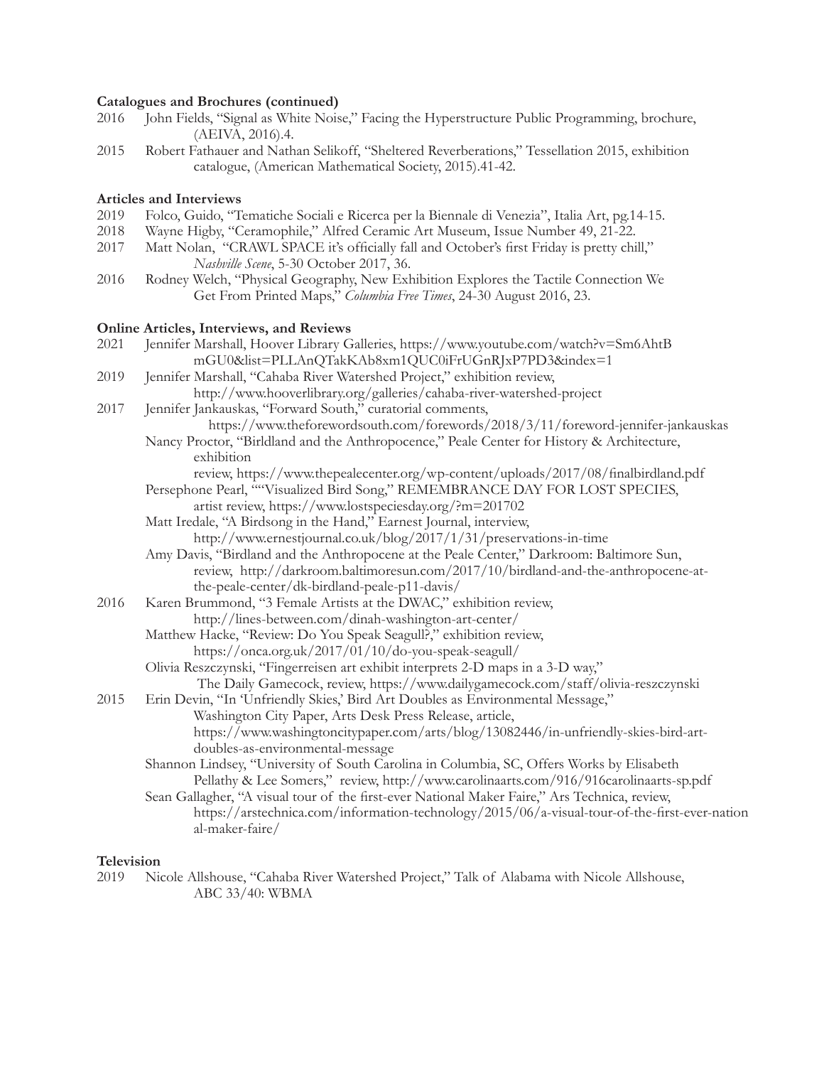**Catalogues and Brochures (continued)**

2016 John Fields, "Signal as White Noise," Facing the Hyperstructure Public Programming, brochure, (AEIVA, 2016).4.

2015 Robert Fathauer and Nathan Selikoff, "Sheltered Reverberations," Tessellation 2015, exhibition catalogue, (American Mathematical Society, 2015).41-42.

**Articles and Interviews**

2019 Folco, Guido, "Tematiche Sociali e Ricerca per la Biennale di Venezia", Italia Art, pg.14-15.

2018 Wayne Higby, "Ceramophile," Alfred Ceramic Art Museum, Issue Number 49, 21-22.

2017 Matt Nolan, "CRAWL SPACE it's officially fall and October's first Friday is pretty chill," *Nashville Scene*, 5-30 October 2017, 36.

2016 Rodney Welch, "Physical Geography, New Exhibition Explores the Tactile Connection We Get From Printed Maps," *Columbia Free Times*, 24-30 August 2016, 23.

**Online Articles, Interviews, and Reviews**

2021 Jennifer Marshall, Hoover Library Galleries, https://www.youtube.com/watch?v=Sm6AhtBmGU0&list=PLLAnQTakKAb8xm1QUC0iFrUGnRJxP7PD3&index=1

2019 Jennifer Marshall, "Cahaba River Watershed Project," exhibition review, http://www.hooverlibrary.org/galleries/cahaba-river-watershed-project

2017 Jennifer Jankauskas, "Forward South," curatorial comments, https://www.theforewordsouth.com/forewords/2018/3/11/foreword-jennifer-jankauskas

Nancy Proctor, "Birldland and the Anthropocence," Peale Center for History & Architecture, exhibition review, https://www.thepealecenter.org/wp-content/uploads/2017/08/finalbirdland.pdf

Persephone Pearl, ""Visualized Bird Song," REMEMBRANCE DAY FOR LOST SPECIES, artist review, https://www.lostspeciesday.org/?m=201702

Matt Iredale, "A Birdsong in the Hand," Earnest Journal, interview, http://www.ernestjournal.co.uk/blog/2017/1/31/preservations-in-time

Amy Davis, "Birdland and the Anthropocene at the Peale Center," Darkroom: Baltimore Sun, review, http://darkroom.baltimoresun.com/2017/10/birdland-and-the-anthropocene-at-the-peale-center/dk-birdland-peale-p11-davis/

2016 Karen Brummond, "3 Female Artists at the DWAC," exhibition review, http://lines-between.com/dinah-washington-art-center/

Matthew Hacke, "Review: Do You Speak Seagull?," exhibition review, https://onca.org.uk/2017/01/10/do-you-speak-seagull/

Olivia Reszczynski, "Fingerreisen art exhibit interprets 2-D maps in a 3-D way," The Daily Gamecock, review, https://www.dailygamecock.com/staff/olivia-reszczynski

2015 Erin Devin, "In 'Unfriendly Skies,' Bird Art Doubles as Environmental Message," Washington City Paper, Arts Desk Press Release, article, https://www.washingtoncitypaper.com/arts/blog/13082446/in-unfriendly-skies-bird-art-doubles-as-environmental-message

Shannon Lindsey, "University of South Carolina in Columbia, SC, Offers Works by Elisabeth Pellathy & Lee Somers," review, http://www.carolinaarts.com/916/916carolinaarts-sp.pdf

Sean Gallagher, "A visual tour of the first-ever National Maker Faire," Ars Technica, review, https://arstechnica.com/information-technology/2015/06/a-visual-tour-of-the-first-ever-national-maker-faire/

**Television**

2019 Nicole Allshouse, "Cahaba River Watershed Project," Talk of Alabama with Nicole Allshouse, ABC 33/40: WBMA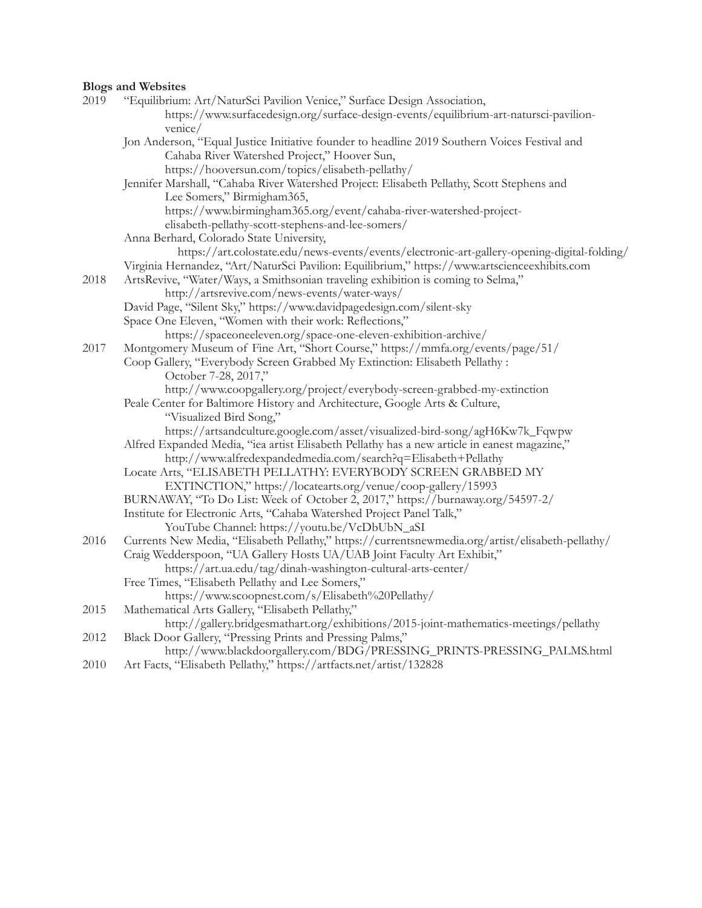**Blogs and Websites**

2019 "Equilibrium: Art/NaturSci Pavilion Venice," Surface Design Association, https://www.surfacedesign.org/surface-design-events/equilibrium-art-natursci-pavilion-venice/

Jon Anderson, "Equal Justice Initiative founder to headline 2019 Southern Voices Festival and Cahaba River Watershed Project," Hoover Sun, https://hooversun.com/topics/elisabeth-pellathy/

Jennifer Marshall, "Cahaba River Watershed Project: Elisabeth Pellathy, Scott Stephens and Lee Somers," Birmigham365, https://www.birmingham365.org/event/cahaba-river-watershed-project-elisabeth-pellathy-scott-stephens-and-lee-somers/

Anna Berhard, Colorado State University, https://art.colostate.edu/news-events/events/electronic-art-gallery-opening-digital-folding/

Virginia Hernandez, "Art/NaturSci Pavilion: Equilibrium," https://www.artscienceexhibits.com

2018 ArtsRevive, "Water/Ways, a Smithsonian traveling exhibition is coming to Selma," http://artsrevive.com/news-events/water-ways/

David Page, "Silent Sky," https://www.davidpagedesign.com/silent-sky

Space One Eleven, "Women with their work: Reflections," https://spaceoneeleven.org/space-one-eleven-exhibition-archive/

2017 Montgomery Museum of Fine Art, "Short Course," https://mmfa.org/events/page/51/

Coop Gallery, "Everybody Screen Grabbed My Extinction: Elisabeth Pellathy : October 7-28, 2017," http://www.coopgallery.org/project/everybody-screen-grabbed-my-extinction

Peale Center for Baltimore History and Architecture, Google Arts & Culture, "Visualized Bird Song," https://artsandculture.google.com/asset/visualized-bird-song/agH6Kw7k_Fqwpw

Alfred Expanded Media, "iea artist Elisabeth Pellathy has a new article in eanest magazine," http://www.alfredexpandedmedia.com/search?q=Elisabeth+Pellathy

Locate Arts, "ELISABETH PELLATHY: EVERYBODY SCREEN GRABBED MY EXTINCTION," https://locatearts.org/venue/coop-gallery/15993

BURNAWAY, "To Do List: Week of October 2, 2017," https://burnaway.org/54597-2/

Institute for Electronic Arts, "Cahaba Watershed Project Panel Talk," YouTube Channel: https://youtu.be/VcDbUbN_aSI

2016 Currents New Media, "Elisabeth Pellathy," https://currentsnewmedia.org/artist/elisabeth-pellathy/

Craig Wedderspoon, "UA Gallery Hosts UA/UAB Joint Faculty Art Exhibit," https://art.ua.edu/tag/dinah-washington-cultural-arts-center/

Free Times, "Elisabeth Pellathy and Lee Somers," https://www.scoopnest.com/s/Elisabeth%20Pellathy/

2015 Mathematical Arts Gallery, "Elisabeth Pellathy," http://gallery.bridgesmathart.org/exhibitions/2015-joint-mathematics-meetings/pellathy

2012 Black Door Gallery, "Pressing Prints and Pressing Palms," http://www.blackdoorgallery.com/BDG/PRESSING_PRINTS-PRESSING_PALMS.html

2010 Art Facts, "Elisabeth Pellathy," https://artfacts.net/artist/132828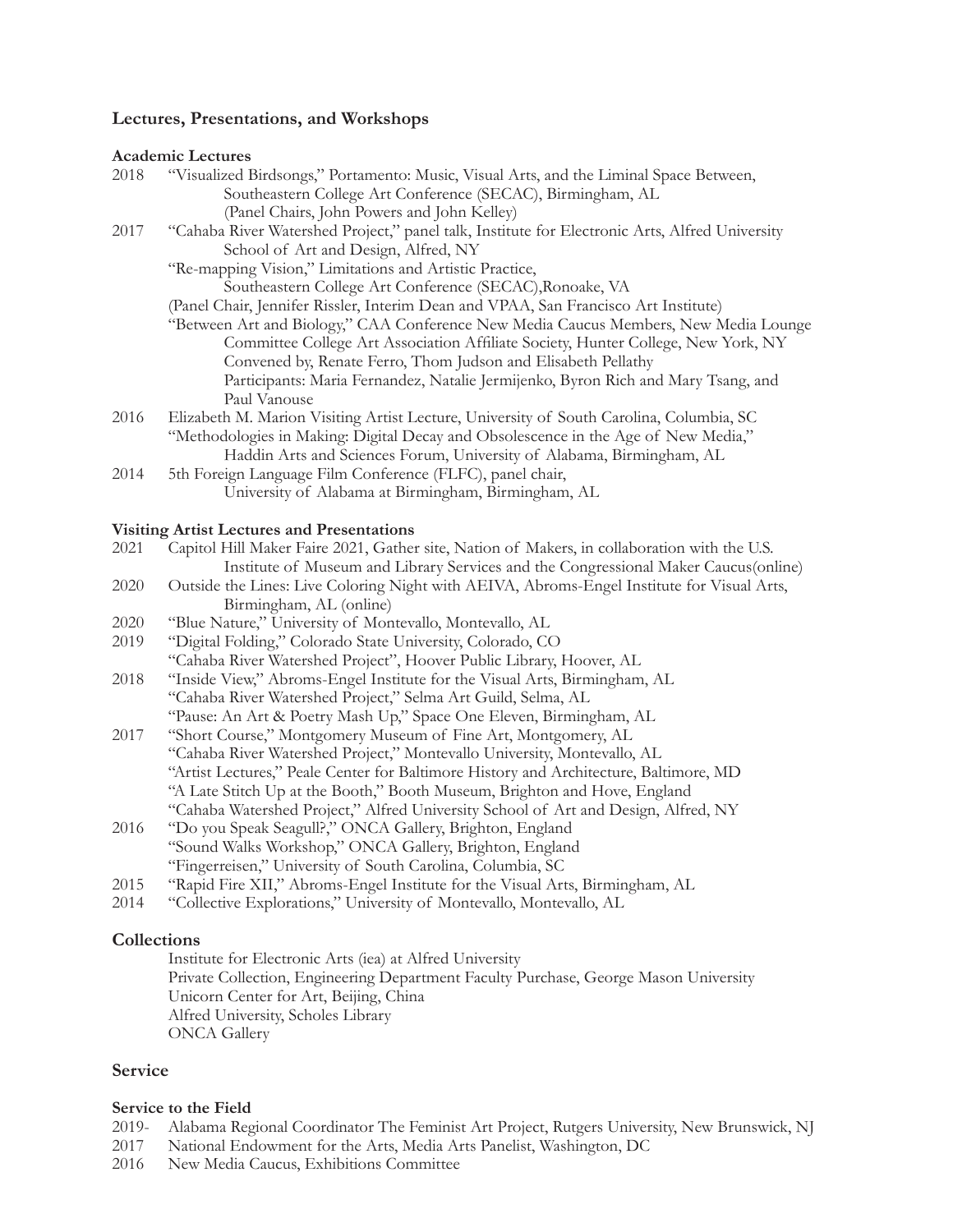## Lectures, Presentations, and Workshops

### Academic Lectures

2018 "Visualized Birdsongs," Portamento: Music, Visual Arts, and the Liminal Space Between, Southeastern College Art Conference (SECAC), Birmingham, AL (Panel Chairs, John Powers and John Kelley)

2017 "Cahaba River Watershed Project," panel talk, Institute for Electronic Arts, Alfred University School of Art and Design, Alfred, NY

"Re-mapping Vision," Limitations and Artistic Practice, Southeastern College Art Conference (SECAC),Ronoake, VA

(Panel Chair, Jennifer Rissler, Interim Dean and VPAA, San Francisco Art Institute)

"Between Art and Biology," CAA Conference New Media Caucus Members, New Media Lounge Committee College Art Association Affiliate Society, Hunter College, New York, NY

Convened by, Renate Ferro, Thom Judson and Elisabeth Pellathy

Participants: Maria Fernandez, Natalie Jermijenko, Byron Rich and Mary Tsang, and Paul Vanouse

2016 Elizabeth M. Marion Visiting Artist Lecture, University of South Carolina, Columbia, SC

"Methodologies in Making: Digital Decay and Obsolescence in the Age of New Media," Haddin Arts and Sciences Forum, University of Alabama, Birmingham, AL

2014 5th Foreign Language Film Conference (FLFC), panel chair, University of Alabama at Birmingham, Birmingham, AL

### Visiting Artist Lectures and Presentations

2021 Capitol Hill Maker Faire 2021, Gather site, Nation of Makers, in collaboration with the U.S. Institute of Museum and Library Services and the Congressional Maker Caucus(online)

2020 Outside the Lines: Live Coloring Night with AEIVA, Abroms-Engel Institute for Visual Arts, Birmingham, AL (online)

2020 "Blue Nature," University of Montevallo, Montevallo, AL

2019 "Digital Folding," Colorado State University, Colorado, CO

"Cahaba River Watershed Project", Hoover Public Library, Hoover, AL

2018 "Inside View," Abroms-Engel Institute for the Visual Arts, Birmingham, AL

"Cahaba River Watershed Project," Selma Art Guild, Selma, AL

"Pause: An Art & Poetry Mash Up," Space One Eleven, Birmingham, AL

2017 "Short Course," Montgomery Museum of Fine Art, Montgomery, AL

"Cahaba River Watershed Project," Montevallo University, Montevallo, AL

"Artist Lectures," Peale Center for Baltimore History and Architecture, Baltimore, MD

"A Late Stitch Up at the Booth," Booth Museum, Brighton and Hove, England

"Cahaba Watershed Project," Alfred University School of Art and Design, Alfred, NY

2016 "Do you Speak Seagull?," ONCA Gallery, Brighton, England

"Sound Walks Workshop," ONCA Gallery, Brighton, England

"Fingerreisen," University of South Carolina, Columbia, SC

2015 "Rapid Fire XII," Abroms-Engel Institute for the Visual Arts, Birmingham, AL

2014 "Collective Explorations," University of Montevallo, Montevallo, AL

## Collections

Institute for Electronic Arts (iea) at Alfred University

Private Collection, Engineering Department Faculty Purchase, George Mason University

Unicorn Center for Art, Beijing, China

Alfred University, Scholes Library

ONCA Gallery

## Service

### Service to the Field

2019- Alabama Regional Coordinator The Feminist Art Project, Rutgers University, New Brunswick, NJ

2017 National Endowment for the Arts, Media Arts Panelist, Washington, DC

2016 New Media Caucus, Exhibitions Committee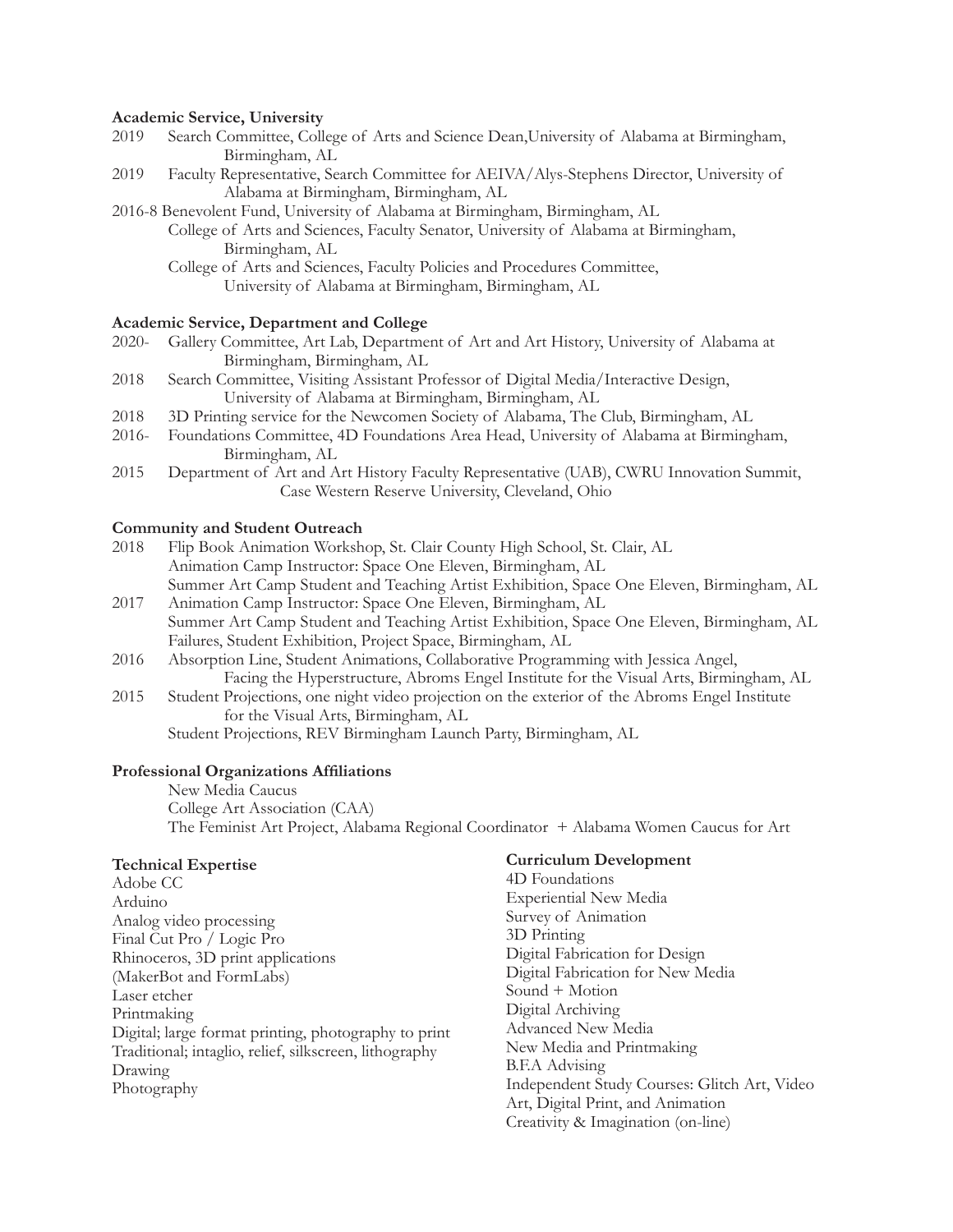**Academic Service, University**

2019 Search Committee, College of Arts and Science Dean,University of Alabama at Birmingham, Birmingham, AL

2019 Faculty Representative, Search Committee for AEIVA/Alys-Stephens Director, University of Alabama at Birmingham, Birmingham, AL

2016-8 Benevolent Fund, University of Alabama at Birmingham, Birmingham, AL

College of Arts and Sciences, Faculty Senator, University of Alabama at Birmingham, Birmingham, AL

College of Arts and Sciences, Faculty Policies and Procedures Committee, University of Alabama at Birmingham, Birmingham, AL

**Academic Service, Department and College**

2020- Gallery Committee, Art Lab, Department of Art and Art History, University of Alabama at Birmingham, Birmingham, AL

2018 Search Committee, Visiting Assistant Professor of Digital Media/Interactive Design, University of Alabama at Birmingham, Birmingham, AL

2018 3D Printing service for the Newcomen Society of Alabama, The Club, Birmingham, AL

2016- Foundations Committee, 4D Foundations Area Head, University of Alabama at Birmingham, Birmingham, AL

2015 Department of Art and Art History Faculty Representative (UAB), CWRU Innovation Summit, Case Western Reserve University, Cleveland, Ohio

**Community and Student Outreach**

2018 Flip Book Animation Workshop, St. Clair County High School, St. Clair, AL

Animation Camp Instructor: Space One Eleven, Birmingham, AL

Summer Art Camp Student and Teaching Artist Exhibition, Space One Eleven, Birmingham, AL

2017 Animation Camp Instructor: Space One Eleven, Birmingham, AL

Summer Art Camp Student and Teaching Artist Exhibition, Space One Eleven, Birmingham, AL

Failures, Student Exhibition, Project Space, Birmingham, AL

2016 Absorption Line, Student Animations, Collaborative Programming with Jessica Angel, Facing the Hyperstructure, Abroms Engel Institute for the Visual Arts, Birmingham, AL

2015 Student Projections, one night video projection on the exterior of the Abroms Engel Institute for the Visual Arts, Birmingham, AL

Student Projections, REV Birmingham Launch Party, Birmingham, AL

**Professional Organizations Affiliations**

New Media Caucus

College Art Association (CAA)

The Feminist Art Project, Alabama Regional Coordinator + Alabama Women Caucus for Art

**Technical Expertise**

Adobe CC

Arduino

Analog video processing

Final Cut Pro / Logic Pro

Rhinoceros, 3D print applications (MakerBot and FormLabs)

Laser etcher

Printmaking

Digital; large format printing, photography to print

Traditional; intaglio, relief, silkscreen, lithography

Drawing

Photography

**Curriculum Development**

4D Foundations

Experiential New Media

Survey of Animation

3D Printing

Digital Fabrication for Design

Digital Fabrication for New Media

Sound + Motion

Digital Archiving

Advanced New Media

New Media and Printmaking

B.F.A Advising

Independent Study Courses: Glitch Art, Video Art, Digital Print, and Animation

Creativity & Imagination (on-line)